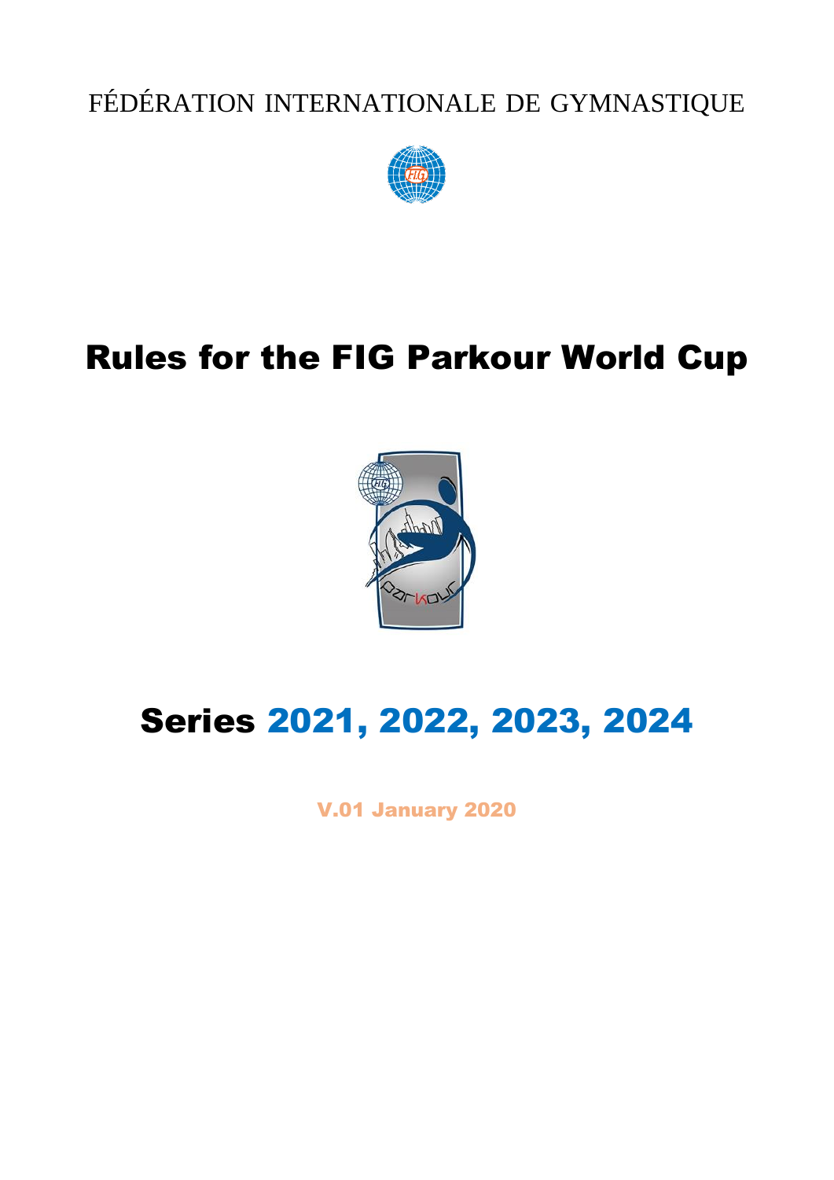FÉDÉRATION INTERNATIONALE DE GYMNASTIQUE

# Rules for the FIG Parkour World Cup

## Series 2021, 2022, 2023, 2024

**V.01 January 2020**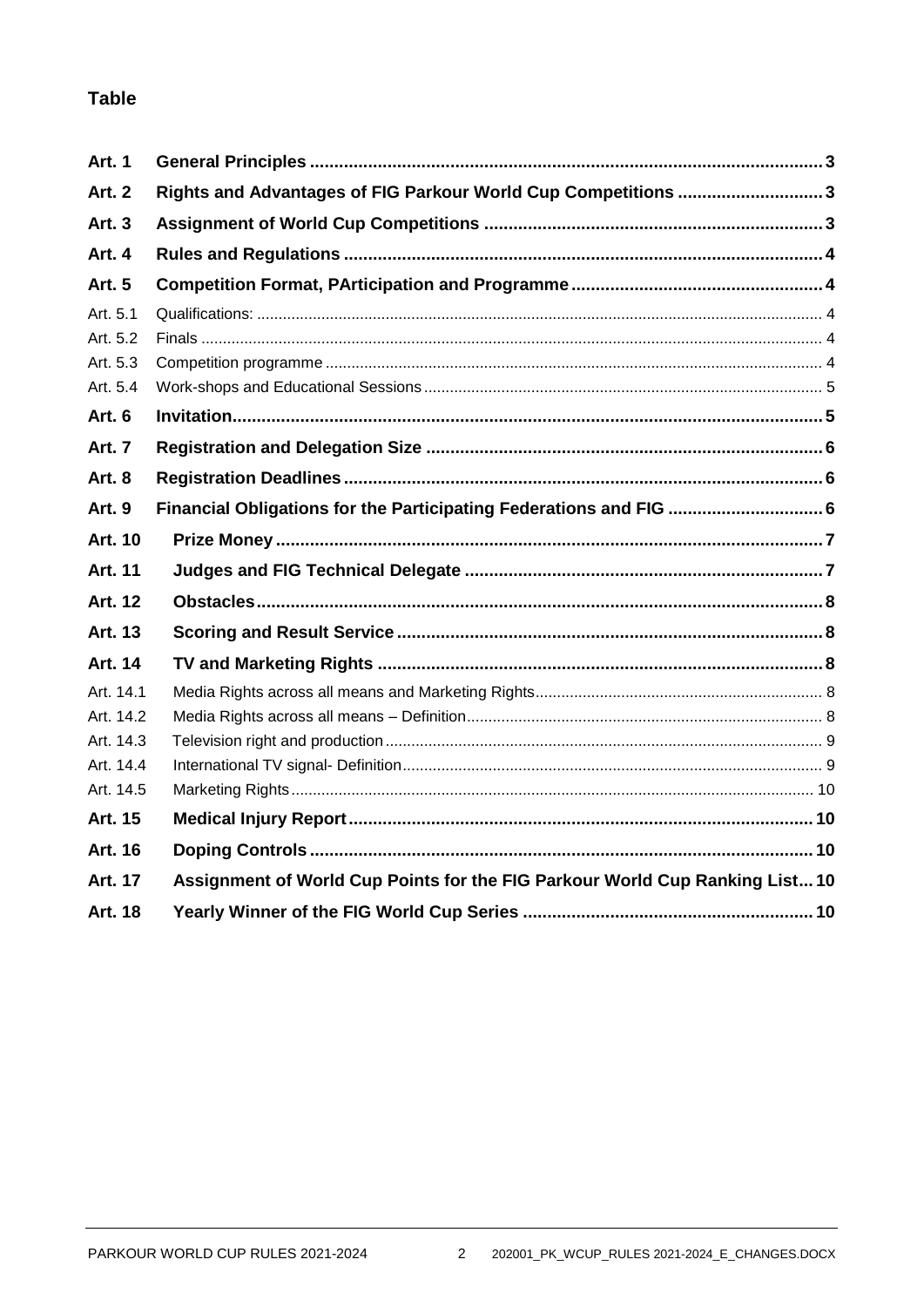## Table

| | | |
|---|---|---|
| **Art. 1** | **General Principles** | **3** |
| **Art. 2** | **Rights and Advantages of FIG Parkour World Cup Competitions** | **3** |
| **Art. 3** | **Assignment of World Cup Competitions** | **3** |
| **Art. 4** | **Rules and Regulations** | **4** |
| **Art. 5** | **Competition Format, PArticipation and Programme** | **4** |
| Art. 5.1 | Qualifications: | 4 |
| Art. 5.2 | Finals | 4 |
| Art. 5.3 | Competition programme | 4 |
| Art. 5.4 | Work-shops and Educational Sessions | 5 |
| **Art. 6** | **Invitation** | **5** |
| **Art. 7** | **Registration and Delegation Size** | **6** |
| **Art. 8** | **Registration Deadlines** | **6** |
| **Art. 9** | **Financial Obligations for the Participating Federations and FIG** | **6** |
| **Art. 10** | **Prize Money** | **7** |
| **Art. 11** | **Judges and FIG Technical Delegate** | **7** |
| **Art. 12** | **Obstacles** | **8** |
| **Art. 13** | **Scoring and Result Service** | **8** |
| **Art. 14** | **TV and Marketing Rights** | **8** |
| Art. 14.1 | Media Rights across all means and Marketing Rights | 8 |
| Art. 14.2 | Media Rights across all means – Definition | 8 |
| Art. 14.3 | Television right and production | 9 |
| Art. 14.4 | International TV signal- Definition | 9 |
| Art. 14.5 | Marketing Rights | 10 |
| **Art. 15** | **Medical Injury Report** | **10** |
| **Art. 16** | **Doping Controls** | **10** |
| **Art. 17** | **Assignment of World Cup Points for the FIG Parkour World Cup Ranking List** | **10** |
| **Art. 18** | **Yearly Winner of the FIG World Cup Series** | **10** |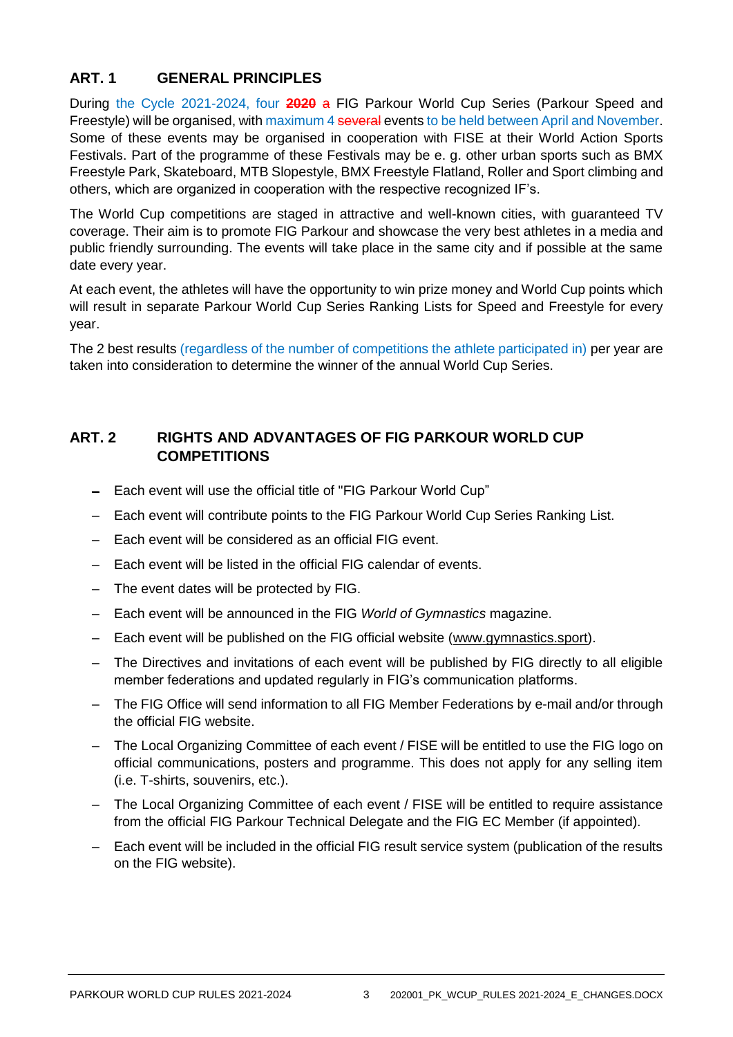## ART. 1 GENERAL PRINCIPLES

During the Cycle 2021-2024, four ~~**2020** a~~ FIG Parkour World Cup Series (Parkour Speed and Freestyle) will be organised, with maximum 4 ~~several~~ events to be held between April and November. Some of these events may be organised in cooperation with FISE at their World Action Sports Festivals. Part of the programme of these Festivals may be e. g. other urban sports such as BMX Freestyle Park, Skateboard, MTB Slopestyle, BMX Freestyle Flatland, Roller and Sport climbing and others, which are organized in cooperation with the respective recognized IF's.

The World Cup competitions are staged in attractive and well-known cities, with guaranteed TV coverage. Their aim is to promote FIG Parkour and showcase the very best athletes in a media and public friendly surrounding. The events will take place in the same city and if possible at the same date every year.

At each event, the athletes will have the opportunity to win prize money and World Cup points which will result in separate Parkour World Cup Series Ranking Lists for Speed and Freestyle for every year.

The 2 best results (regardless of the number of competitions the athlete participated in) per year are taken into consideration to determine the winner of the annual World Cup Series.

## ART. 2 RIGHTS AND ADVANTAGES OF FIG PARKOUR WORLD CUP COMPETITIONS

- Each event will use the official title of "FIG Parkour World Cup"
- Each event will contribute points to the FIG Parkour World Cup Series Ranking List.
- Each event will be considered as an official FIG event.
- Each event will be listed in the official FIG calendar of events.
- The event dates will be protected by FIG.
- Each event will be announced in the FIG *World of Gymnastics* magazine.
- Each event will be published on the FIG official website (www.gymnastics.sport).
- The Directives and invitations of each event will be published by FIG directly to all eligible member federations and updated regularly in FIG's communication platforms.
- The FIG Office will send information to all FIG Member Federations by e-mail and/or through the official FIG website.
- The Local Organizing Committee of each event / FISE will be entitled to use the FIG logo on official communications, posters and programme. This does not apply for any selling item (i.e. T-shirts, souvenirs, etc.).
- The Local Organizing Committee of each event / FISE will be entitled to require assistance from the official FIG Parkour Technical Delegate and the FIG EC Member (if appointed).
- Each event will be included in the official FIG result service system (publication of the results on the FIG website).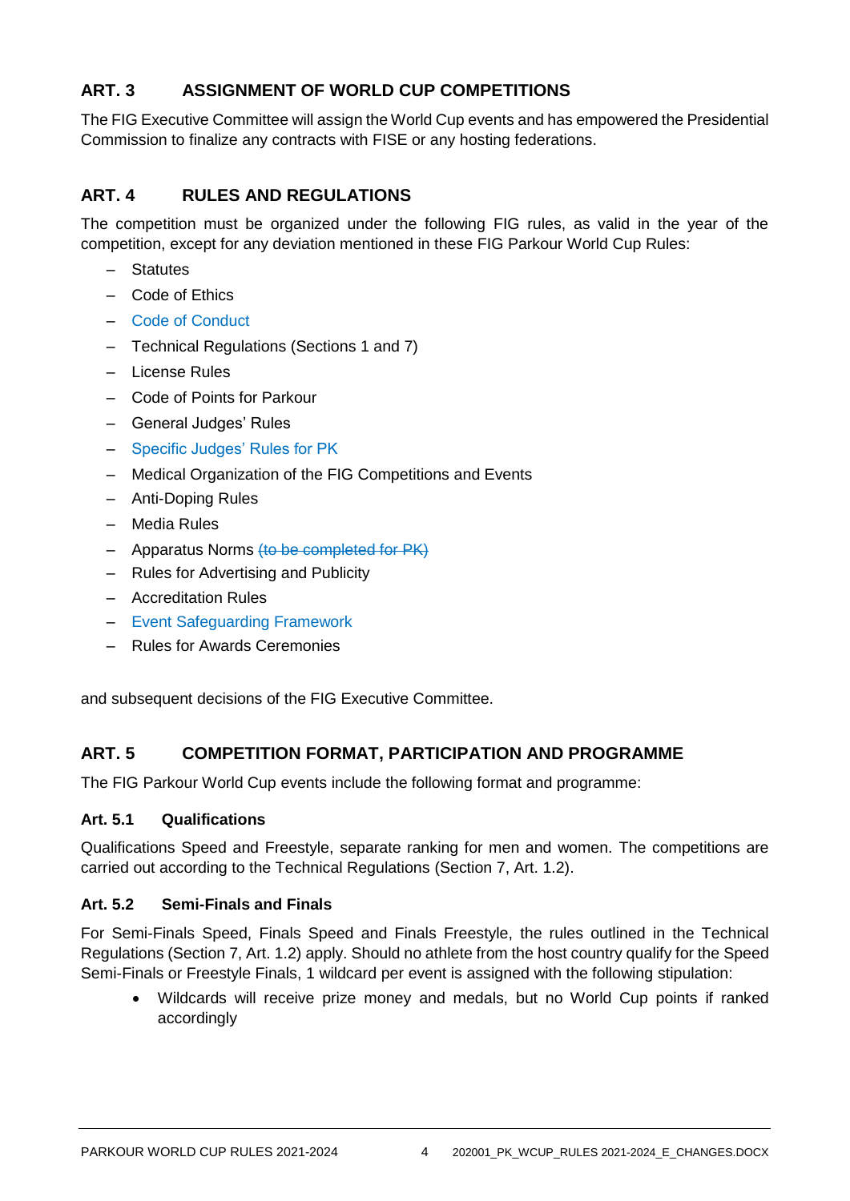## ART. 3 ASSIGNMENT OF WORLD CUP COMPETITIONS

The FIG Executive Committee will assign the World Cup events and has empowered the Presidential Commission to finalize any contracts with FISE or any hosting federations.

## ART. 4 RULES AND REGULATIONS

The competition must be organized under the following FIG rules, as valid in the year of the competition, except for any deviation mentioned in these FIG Parkour World Cup Rules:

- Statutes
- Code of Ethics
- Code of Conduct
- Technical Regulations (Sections 1 and 7)
- License Rules
- Code of Points for Parkour
- General Judges' Rules
- Specific Judges' Rules for PK
- Medical Organization of the FIG Competitions and Events
- Anti-Doping Rules
- Media Rules
- Apparatus Norms ~~(to be completed for PK)~~
- Rules for Advertising and Publicity
- Accreditation Rules
- Event Safeguarding Framework
- Rules for Awards Ceremonies

and subsequent decisions of the FIG Executive Committee.

## ART. 5 COMPETITION FORMAT, PARTICIPATION AND PROGRAMME

The FIG Parkour World Cup events include the following format and programme:

### Art. 5.1 Qualifications

Qualifications Speed and Freestyle, separate ranking for men and women. The competitions are carried out according to the Technical Regulations (Section 7, Art. 1.2).

### Art. 5.2 Semi-Finals and Finals

For Semi-Finals Speed, Finals Speed and Finals Freestyle, the rules outlined in the Technical Regulations (Section 7, Art. 1.2) apply. Should no athlete from the host country qualify for the Speed Semi-Finals or Freestyle Finals, 1 wildcard per event is assigned with the following stipulation:

- Wildcards will receive prize money and medals, but no World Cup points if ranked accordingly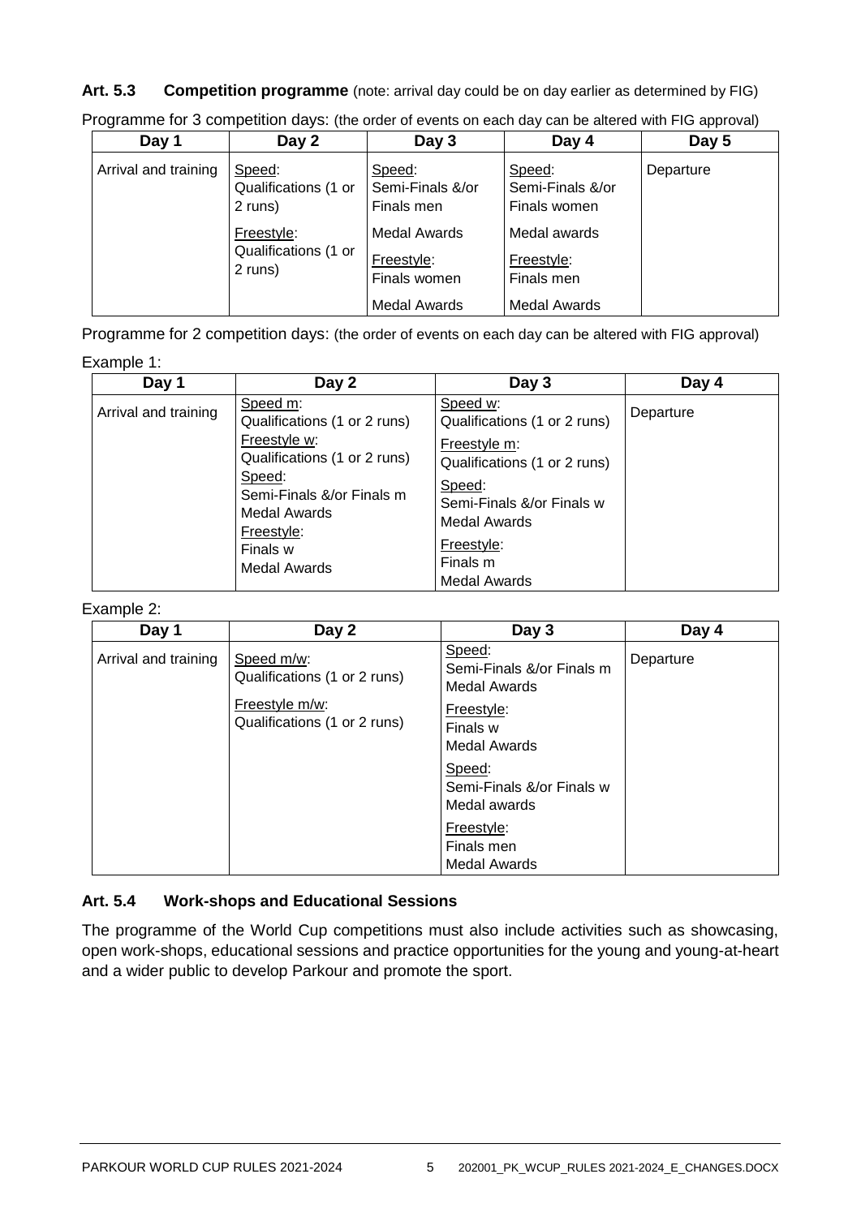**Art. 5.3 Competition programme** (note: arrival day could be on day earlier as determined by FIG)

Programme for 3 competition days: (the order of events on each day can be altered with FIG approval)

| Day 1 | Day 2 | Day 3 | Day 4 | Day 5 |
|---|---|---|---|---|
| Arrival and training | Speed: Qualifications (1 or 2 runs)<br>Freestyle: Qualifications (1 or 2 runs) | Speed: Semi-Finals &/or Finals men<br>Medal Awards<br>Freestyle: Finals women<br>Medal Awards | Speed: Semi-Finals &/or Finals women<br>Medal awards<br>Freestyle: Finals men<br>Medal Awards | Departure |

Programme for 2 competition days: (the order of events on each day can be altered with FIG approval)

Example 1:

| Day 1 | Day 2 | Day 3 | Day 4 |
|---|---|---|---|
| Arrival and training | Speed m: Qualifications (1 or 2 runs)<br>Freestyle w: Qualifications (1 or 2 runs)<br>Speed: Semi-Finals &/or Finals m<br>Medal Awards<br>Freestyle: Finals w<br>Medal Awards | Speed w: Qualifications (1 or 2 runs)<br>Freestyle m: Qualifications (1 or 2 runs)<br>Speed: Semi-Finals &/or Finals w<br>Medal Awards<br>Freestyle: Finals m<br>Medal Awards | Departure |

Example 2:

| Day 1 | Day 2 | Day 3 | Day 4 |
|---|---|---|---|
| Arrival and training | Speed m/w: Qualifications (1 or 2 runs)<br>Freestyle m/w: Qualifications (1 or 2 runs) | Speed: Semi-Finals &/or Finals m<br>Medal Awards<br>Freestyle: Finals w<br>Medal Awards<br>Speed: Semi-Finals &/or Finals w<br>Medal awards<br>Freestyle: Finals men<br>Medal Awards | Departure |

**Art. 5.4 Work-shops and Educational Sessions**

The programme of the World Cup competitions must also include activities such as showcasing, open work-shops, educational sessions and practice opportunities for the young and young-at-heart and a wider public to develop Parkour and promote the sport.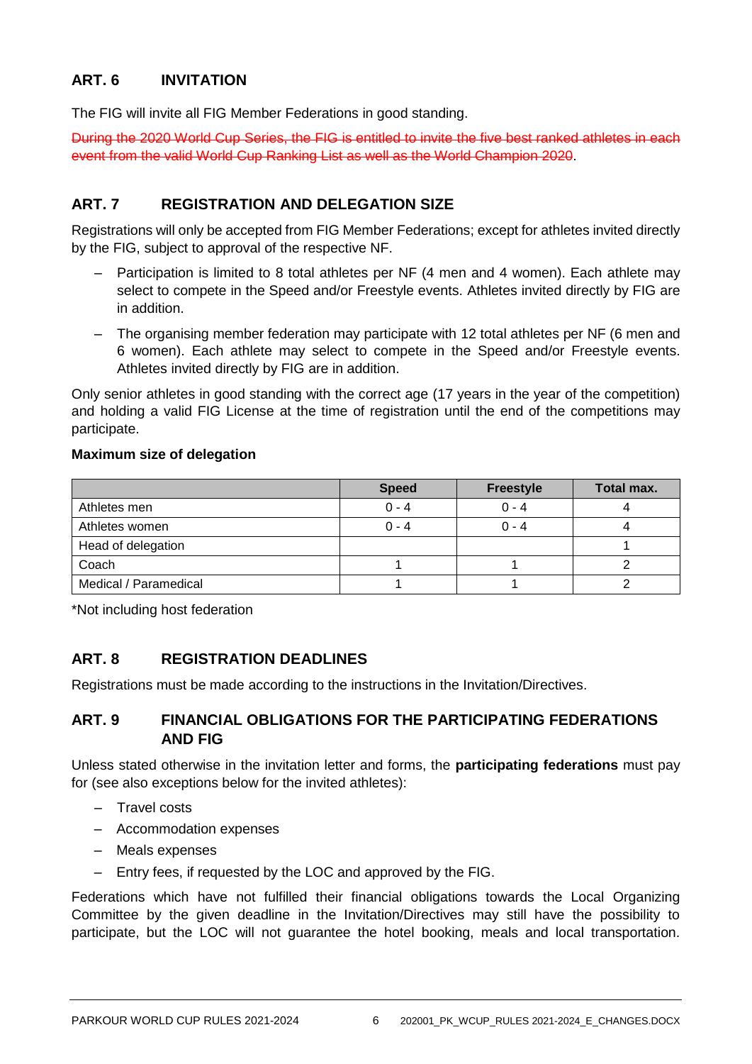## ART. 6 INVITATION

The FIG will invite all FIG Member Federations in good standing.

~~During the 2020 World Cup Series, the FIG is entitled to invite the five best ranked athletes in each event from the valid World Cup Ranking List as well as the World Champion 2020~~.

## ART. 7 REGISTRATION AND DELEGATION SIZE

Registrations will only be accepted from FIG Member Federations; except for athletes invited directly by the FIG, subject to approval of the respective NF.

- Participation is limited to 8 total athletes per NF (4 men and 4 women). Each athlete may select to compete in the Speed and/or Freestyle events. Athletes invited directly by FIG are in addition.
- The organising member federation may participate with 12 total athletes per NF (6 men and 6 women). Each athlete may select to compete in the Speed and/or Freestyle events. Athletes invited directly by FIG are in addition.

Only senior athletes in good standing with the correct age (17 years in the year of the competition) and holding a valid FIG License at the time of registration until the end of the competitions may participate.

**Maximum size of delegation**

| | Speed | Freestyle | Total max. |
|---|---|---|---|
| Athletes men | 0 - 4 | 0 - 4 | 4 |
| Athletes women | 0 - 4 | 0 - 4 | 4 |
| Head of delegation | | | 1 |
| Coach | 1 | 1 | 2 |
| Medical / Paramedical | 1 | 1 | 2 |

*Not including host federation

## ART. 8 REGISTRATION DEADLINES

Registrations must be made according to the instructions in the Invitation/Directives.

## ART. 9 FINANCIAL OBLIGATIONS FOR THE PARTICIPATING FEDERATIONS AND FIG

Unless stated otherwise in the invitation letter and forms, the **participating federations** must pay for (see also exceptions below for the invited athletes):

- Travel costs
- Accommodation expenses
- Meals expenses
- Entry fees, if requested by the LOC and approved by the FIG.

Federations which have not fulfilled their financial obligations towards the Local Organizing Committee by the given deadline in the Invitation/Directives may still have the possibility to participate, but the LOC will not guarantee the hotel booking, meals and local transportation.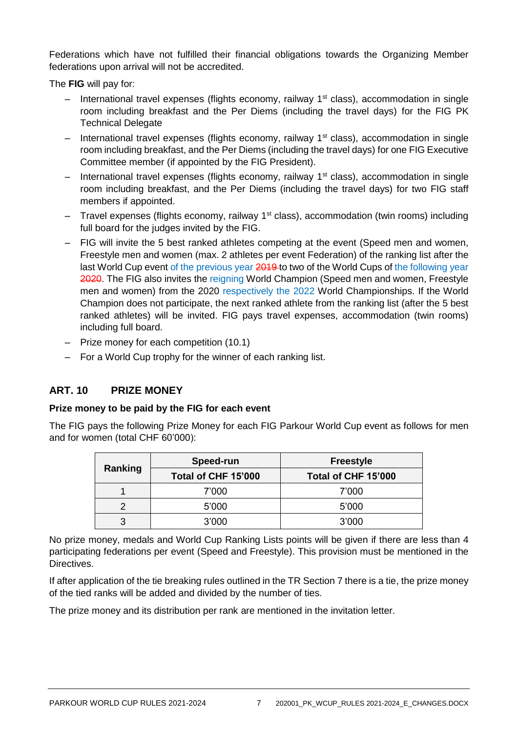Federations which have not fulfilled their financial obligations towards the Organizing Member federations upon arrival will not be accredited.

The **FIG** will pay for:

- International travel expenses (flights economy, railway 1st class), accommodation in single room including breakfast and the Per Diems (including the travel days) for the FIG PK Technical Delegate
- International travel expenses (flights economy, railway 1st class), accommodation in single room including breakfast, and the Per Diems (including the travel days) for one FIG Executive Committee member (if appointed by the FIG President).
- International travel expenses (flights economy, railway 1st class), accommodation in single room including breakfast, and the Per Diems (including the travel days) for two FIG staff members if appointed.
- Travel expenses (flights economy, railway 1st class), accommodation (twin rooms) including full board for the judges invited by the FIG.
- FIG will invite the 5 best ranked athletes competing at the event (Speed men and women, Freestyle men and women (max. 2 athletes per event Federation) of the ranking list after the last World Cup event of the previous year ~~2019~~ to two of the World Cups of the following year ~~2020~~. The FIG also invites the reigning World Champion (Speed men and women, Freestyle men and women) from the 2020 respectively the 2022 World Championships. If the World Champion does not participate, the next ranked athlete from the ranking list (after the 5 best ranked athletes) will be invited. FIG pays travel expenses, accommodation (twin rooms) including full board.
- Prize money for each competition (10.1)
- For a World Cup trophy for the winner of each ranking list.

## ART. 10 PRIZE MONEY

**Prize money to be paid by the FIG for each event**

The FIG pays the following Prize Money for each FIG Parkour World Cup event as follows for men and for women (total CHF 60'000):

| Ranking | Speed-run | Freestyle |
|---|---|---|
| | Total of CHF 15'000 | Total of CHF 15'000 |
| 1 | 7'000 | 7'000 |
| 2 | 5'000 | 5'000 |
| 3 | 3'000 | 3'000 |

No prize money, medals and World Cup Ranking Lists points will be given if there are less than 4 participating federations per event (Speed and Freestyle). This provision must be mentioned in the Directives.

If after application of the tie breaking rules outlined in the TR Section 7 there is a tie, the prize money of the tied ranks will be added and divided by the number of ties.

The prize money and its distribution per rank are mentioned in the invitation letter.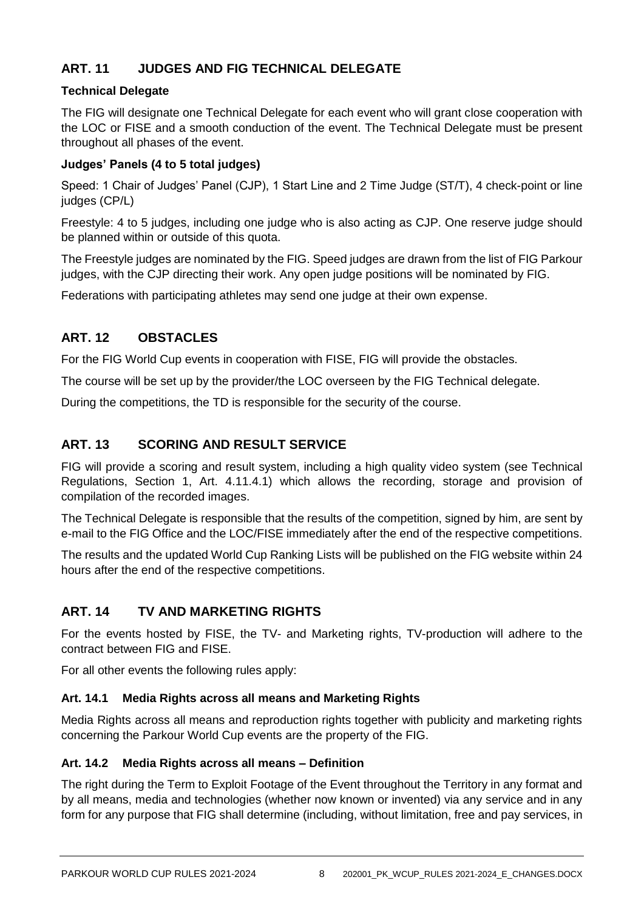## ART. 11 JUDGES AND FIG TECHNICAL DELEGATE

### Technical Delegate

The FIG will designate one Technical Delegate for each event who will grant close cooperation with the LOC or FISE and a smooth conduction of the event. The Technical Delegate must be present throughout all phases of the event.

### Judges' Panels (4 to 5 total judges)

Speed: 1 Chair of Judges' Panel (CJP), 1 Start Line and 2 Time Judge (ST/T), 4 check-point or line judges (CP/L)

Freestyle: 4 to 5 judges, including one judge who is also acting as CJP. One reserve judge should be planned within or outside of this quota.

The Freestyle judges are nominated by the FIG. Speed judges are drawn from the list of FIG Parkour judges, with the CJP directing their work. Any open judge positions will be nominated by FIG.

Federations with participating athletes may send one judge at their own expense.

## ART. 12 OBSTACLES

For the FIG World Cup events in cooperation with FISE, FIG will provide the obstacles.

The course will be set up by the provider/the LOC overseen by the FIG Technical delegate.

During the competitions, the TD is responsible for the security of the course.

## ART. 13 SCORING AND RESULT SERVICE

FIG will provide a scoring and result system, including a high quality video system (see Technical Regulations, Section 1, Art. 4.11.4.1) which allows the recording, storage and provision of compilation of the recorded images.

The Technical Delegate is responsible that the results of the competition, signed by him, are sent by e-mail to the FIG Office and the LOC/FISE immediately after the end of the respective competitions.

The results and the updated World Cup Ranking Lists will be published on the FIG website within 24 hours after the end of the respective competitions.

## ART. 14 TV AND MARKETING RIGHTS

For the events hosted by FISE, the TV- and Marketing rights, TV-production will adhere to the contract between FIG and FISE.

For all other events the following rules apply:

### Art. 14.1 Media Rights across all means and Marketing Rights

Media Rights across all means and reproduction rights together with publicity and marketing rights concerning the Parkour World Cup events are the property of the FIG.

### Art. 14.2 Media Rights across all means – Definition

The right during the Term to Exploit Footage of the Event throughout the Territory in any format and by all means, media and technologies (whether now known or invented) via any service and in any form for any purpose that FIG shall determine (including, without limitation, free and pay services, in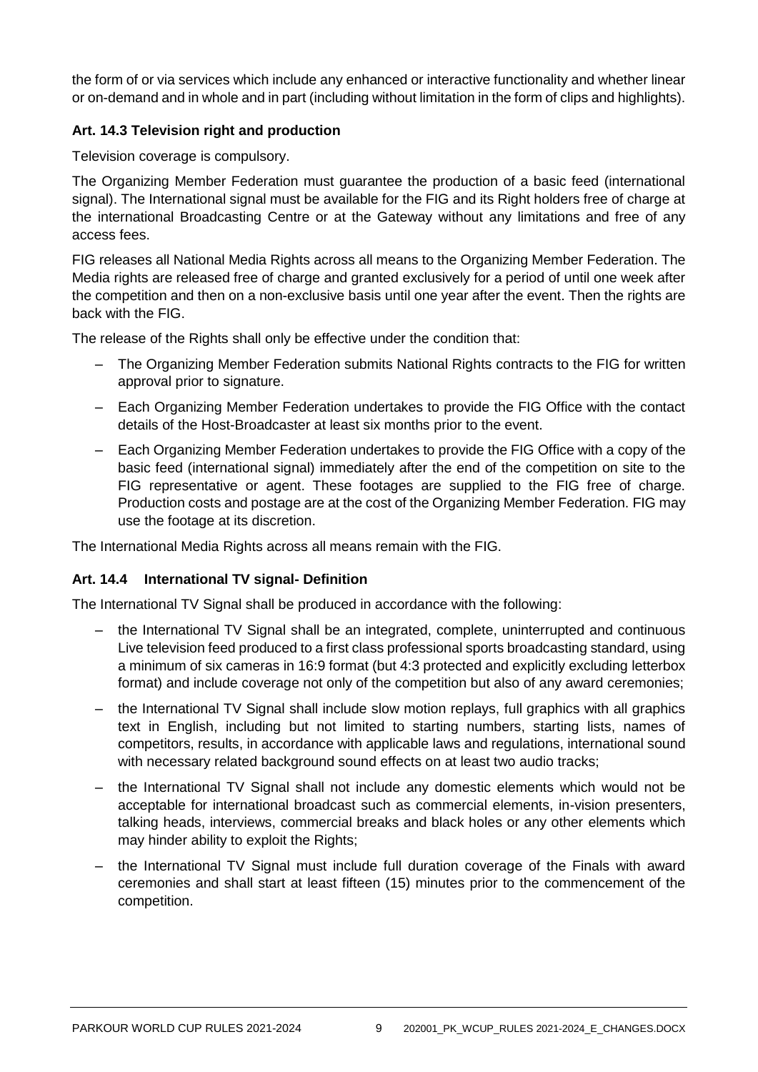the form of or via services which include any enhanced or interactive functionality and whether linear or on-demand and in whole and in part (including without limitation in the form of clips and highlights).

### Art. 14.3 Television right and production

Television coverage is compulsory.

The Organizing Member Federation must guarantee the production of a basic feed (international signal). The International signal must be available for the FIG and its Right holders free of charge at the international Broadcasting Centre or at the Gateway without any limitations and free of any access fees.

FIG releases all National Media Rights across all means to the Organizing Member Federation. The Media rights are released free of charge and granted exclusively for a period of until one week after the competition and then on a non-exclusive basis until one year after the event. Then the rights are back with the FIG.

The release of the Rights shall only be effective under the condition that:

- The Organizing Member Federation submits National Rights contracts to the FIG for written approval prior to signature.
- Each Organizing Member Federation undertakes to provide the FIG Office with the contact details of the Host-Broadcaster at least six months prior to the event.
- Each Organizing Member Federation undertakes to provide the FIG Office with a copy of the basic feed (international signal) immediately after the end of the competition on site to the FIG representative or agent. These footages are supplied to the FIG free of charge. Production costs and postage are at the cost of the Organizing Member Federation. FIG may use the footage at its discretion.

The International Media Rights across all means remain with the FIG.

### Art. 14.4 International TV signal- Definition

The International TV Signal shall be produced in accordance with the following:

- the International TV Signal shall be an integrated, complete, uninterrupted and continuous Live television feed produced to a first class professional sports broadcasting standard, using a minimum of six cameras in 16:9 format (but 4:3 protected and explicitly excluding letterbox format) and include coverage not only of the competition but also of any award ceremonies;
- the International TV Signal shall include slow motion replays, full graphics with all graphics text in English, including but not limited to starting numbers, starting lists, names of competitors, results, in accordance with applicable laws and regulations, international sound with necessary related background sound effects on at least two audio tracks;
- the International TV Signal shall not include any domestic elements which would not be acceptable for international broadcast such as commercial elements, in-vision presenters, talking heads, interviews, commercial breaks and black holes or any other elements which may hinder ability to exploit the Rights;
- the International TV Signal must include full duration coverage of the Finals with award ceremonies and shall start at least fifteen (15) minutes prior to the commencement of the competition.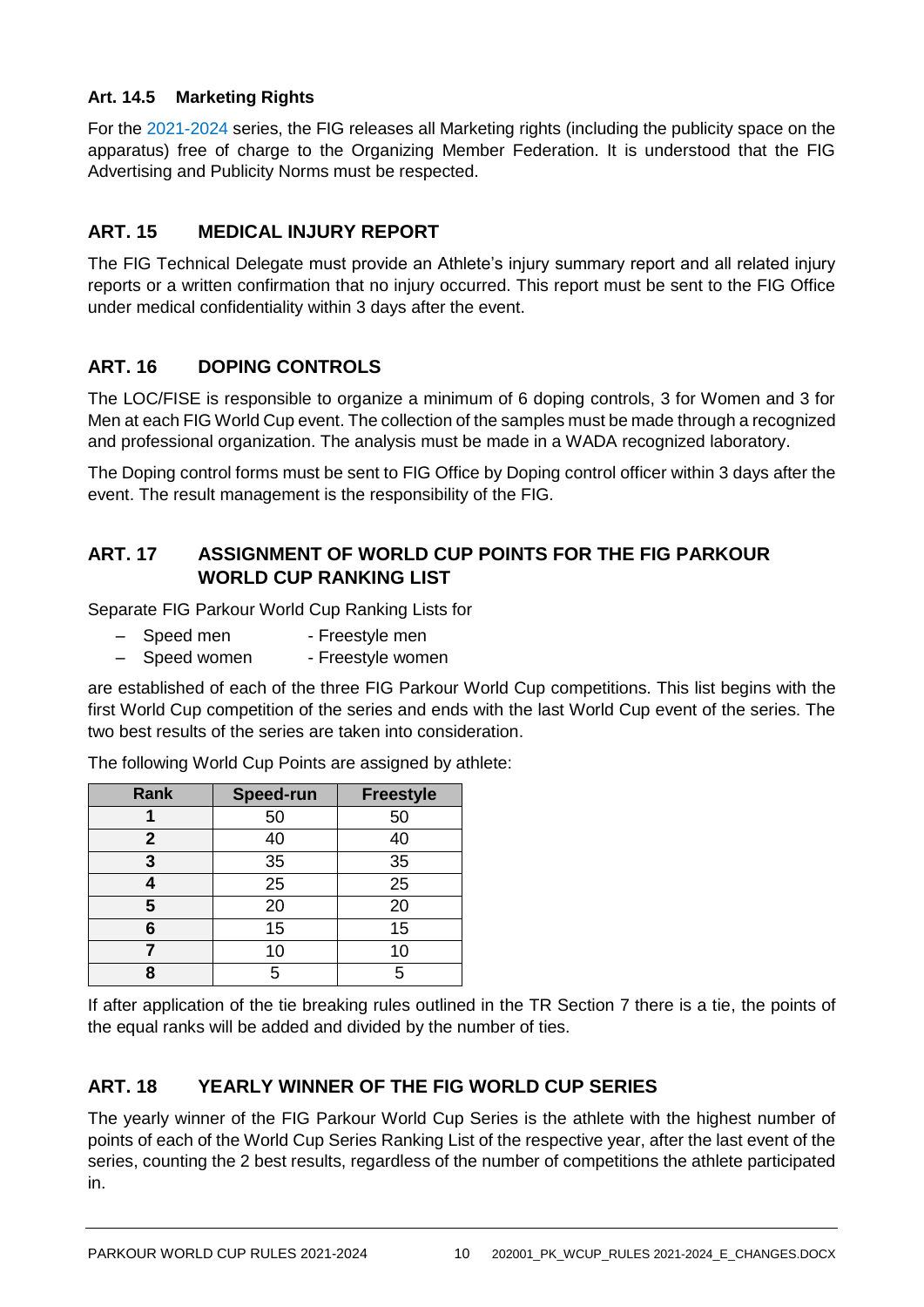### Art. 14.5 Marketing Rights

For the 2021-2024 series, the FIG releases all Marketing rights (including the publicity space on the apparatus) free of charge to the Organizing Member Federation. It is understood that the FIG Advertising and Publicity Norms must be respected.

## ART. 15 MEDICAL INJURY REPORT

The FIG Technical Delegate must provide an Athlete's injury summary report and all related injury reports or a written confirmation that no injury occurred. This report must be sent to the FIG Office under medical confidentiality within 3 days after the event.

## ART. 16 DOPING CONTROLS

The LOC/FISE is responsible to organize a minimum of 6 doping controls, 3 for Women and 3 for Men at each FIG World Cup event. The collection of the samples must be made through a recognized and professional organization. The analysis must be made in a WADA recognized laboratory.

The Doping control forms must be sent to FIG Office by Doping control officer within 3 days after the event. The result management is the responsibility of the FIG.

## ART. 17 ASSIGNMENT OF WORLD CUP POINTS FOR THE FIG PARKOUR WORLD CUP RANKING LIST

Separate FIG Parkour World Cup Ranking Lists for

- Speed men - Freestyle men
- Speed women - Freestyle women

are established of each of the three FIG Parkour World Cup competitions. This list begins with the first World Cup competition of the series and ends with the last World Cup event of the series. The two best results of the series are taken into consideration.

The following World Cup Points are assigned by athlete:

| Rank | Speed-run | Freestyle |
|---|---|---|
| 1 | 50 | 50 |
| 2 | 40 | 40 |
| 3 | 35 | 35 |
| 4 | 25 | 25 |
| 5 | 20 | 20 |
| 6 | 15 | 15 |
| 7 | 10 | 10 |
| 8 | 5 | 5 |

If after application of the tie breaking rules outlined in the TR Section 7 there is a tie, the points of the equal ranks will be added and divided by the number of ties.

## ART. 18 YEARLY WINNER OF THE FIG WORLD CUP SERIES

The yearly winner of the FIG Parkour World Cup Series is the athlete with the highest number of points of each of the World Cup Series Ranking List of the respective year, after the last event of the series, counting the 2 best results, regardless of the number of competitions the athlete participated in.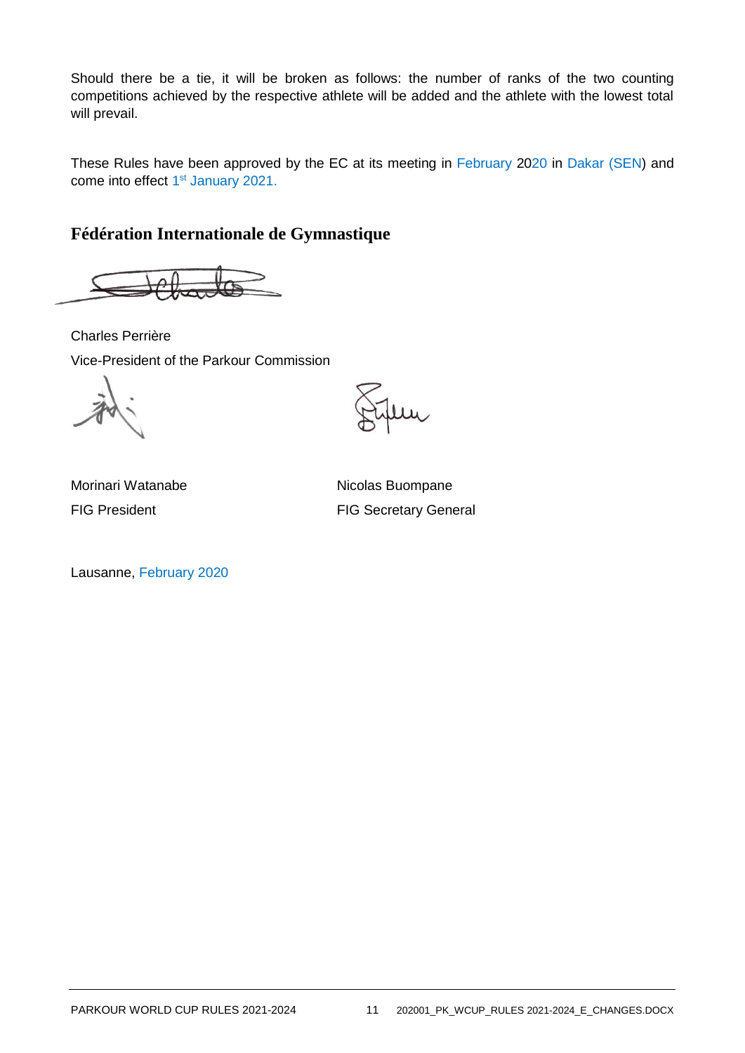Should there be a tie, it will be broken as follows: the number of ranks of the two counting competitions achieved by the respective athlete will be added and the athlete with the lowest total will prevail.

These Rules have been approved by the EC at its meeting in February 2020 in Dakar (SEN) and come into effect 1st January 2021.

**Fédération Internationale de Gymnastique**

Charles Perrière

Vice-President of the Parkour Commission

Morinari Watanabe

FIG President

Nicolas Buompane

FIG Secretary General

Lausanne, February 2020